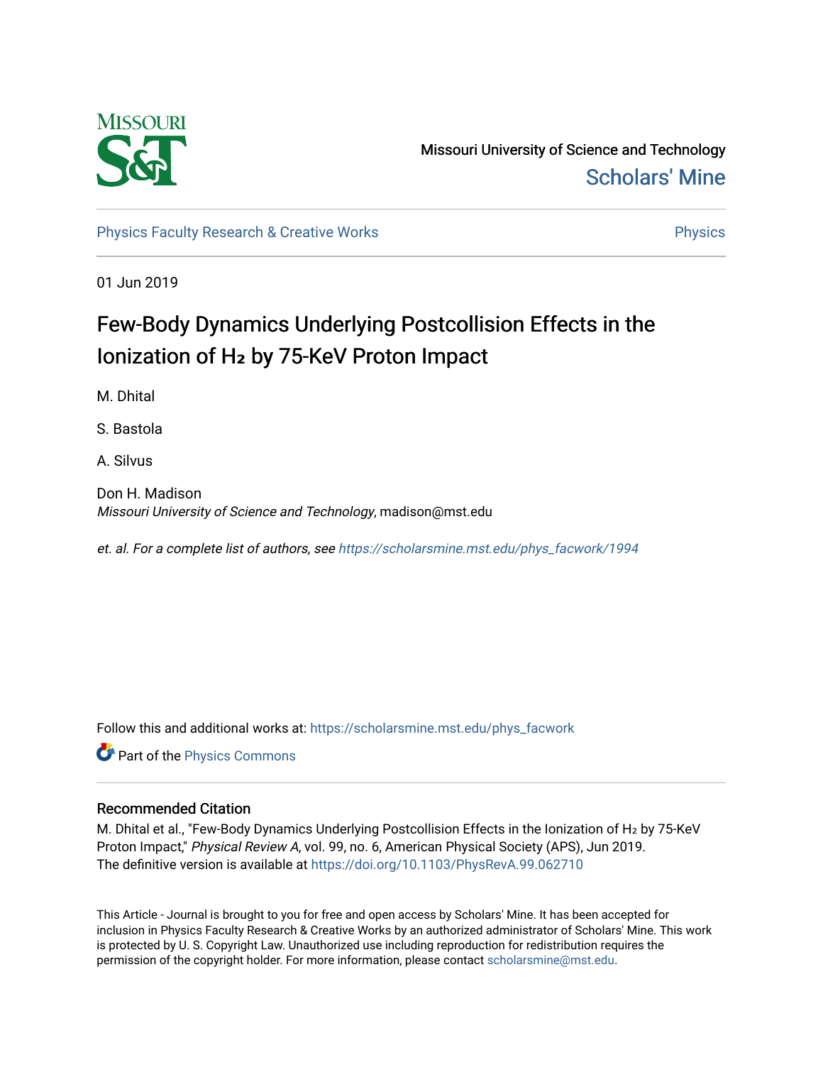Missouri University of Science and Technology

Scholars' Mine

Physics Faculty Research & Creative Works

Physics

01 Jun 2019

# Few-Body Dynamics Underlying Postcollision Effects in the Ionization of $H_2$ by 75-KeV Proton Impact

M. Dhital

S. Bastola

A. Silvus

Don H. Madison
*Missouri University of Science and Technology*, madison@mst.edu

*et. al. For a complete list of authors, see* https://scholarsmine.mst.edu/phys_facwork/1994

Follow this and additional works at: https://scholarsmine.mst.edu/phys_facwork

Part of the Physics Commons

## Recommended Citation

M. Dhital et al., "Few-Body Dynamics Underlying Postcollision Effects in the Ionization of $H_2$ by 75-KeV Proton Impact," *Physical Review A*, vol. 99, no. 6, American Physical Society (APS), Jun 2019.
The definitive version is available at https://doi.org/10.1103/PhysRevA.99.062710

This Article - Journal is brought to you for free and open access by Scholars' Mine. It has been accepted for inclusion in Physics Faculty Research & Creative Works by an authorized administrator of Scholars' Mine. This work is protected by U. S. Copyright Law. Unauthorized use including reproduction for redistribution requires the permission of the copyright holder. For more information, please contact scholarsmine@mst.edu.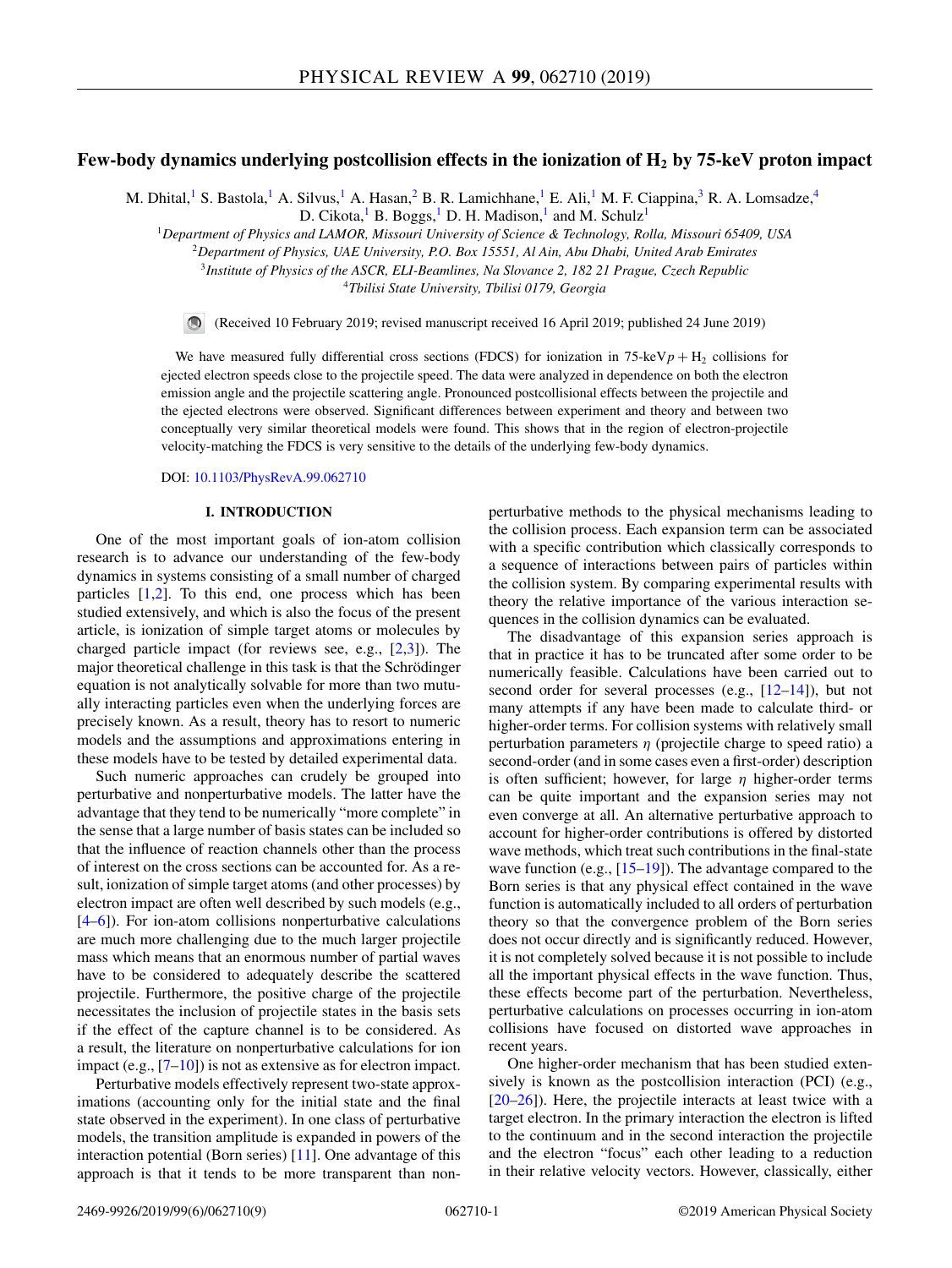# Few-body dynamics underlying postcollision effects in the ionization of $H_2$ by 75-keV proton impact

M. Dhital,[1] S. Bastola,[1] A. Silvus,[1] A. Hasan,[2] B. R. Lamichhane,[1] E. Ali,[1] M. F. Ciappina,[3] R. A. Lomsadze,[4] D. Cikota,[1] B. Boggs,[1] D. H. Madison,[1] and M. Schulz[1]

[1]*Department of Physics and LAMOR, Missouri University of Science & Technology, Rolla, Missouri 65409, USA*
[2]*Department of Physics, UAE University, P.O. Box 15551, Al Ain, Abu Dhabi, United Arab Emirates*
[3]*Institute of Physics of the ASCR, ELI-Beamlines, Na Slovance 2, 182 21 Prague, Czech Republic*
[4]*Tbilisi State University, Tbilisi 0179, Georgia*

(Received 10 February 2019; revised manuscript received 16 April 2019; published 24 June 2019)

We have measured fully differential cross sections (FDCS) for ionization in 75-keV $p + H_2$ collisions for ejected electron speeds close to the projectile speed. The data were analyzed in dependence on both the electron emission angle and the projectile scattering angle. Pronounced postcollisional effects between the projectile and the ejected electrons were observed. Significant differences between experiment and theory and between two conceptually very similar theoretical models were found. This shows that in the region of electron-projectile velocity-matching the FDCS is very sensitive to the details of the underlying few-body dynamics.

DOI: 10.1103/PhysRevA.99.062710

## I. INTRODUCTION

One of the most important goals of ion-atom collision research is to advance our understanding of the few-body dynamics in systems consisting of a small number of charged particles [1,2]. To this end, one process which has been studied extensively, and which is also the focus of the present article, is ionization of simple target atoms or molecules by charged particle impact (for reviews see, e.g., [2,3]). The major theoretical challenge in this task is that the Schrödinger equation is not analytically solvable for more than two mutually interacting particles even when the underlying forces are precisely known. As a result, theory has to resort to numeric models and the assumptions and approximations entering in these models have to be tested by detailed experimental data.

Such numeric approaches can crudely be grouped into perturbative and nonperturbative models. The latter have the advantage that they tend to be numerically "more complete" in the sense that a large number of basis states can be included so that the influence of reaction channels other than the process of interest on the cross sections can be accounted for. As a result, ionization of simple target atoms (and other processes) by electron impact are often well described by such models (e.g., [4–6]). For ion-atom collisions nonperturbative calculations are much more challenging due to the much larger projectile mass which means that an enormous number of partial waves have to be considered to adequately describe the scattered projectile. Furthermore, the positive charge of the projectile necessitates the inclusion of projectile states in the basis sets if the effect of the capture channel is to be considered. As a result, the literature on nonperturbative calculations for ion impact (e.g., [7–10]) is not as extensive as for electron impact.

Perturbative models effectively represent two-state approximations (accounting only for the initial state and the final state observed in the experiment). In one class of perturbative models, the transition amplitude is expanded in powers of the interaction potential (Born series) [11]. One advantage of this approach is that it tends to be more transparent than nonperturbative methods to the physical mechanisms leading to the collision process. Each expansion term can be associated with a specific contribution which classically corresponds to a sequence of interactions between pairs of particles within the collision system. By comparing experimental results with theory the relative importance of the various interaction sequences in the collision dynamics can be evaluated.

The disadvantage of this expansion series approach is that in practice it has to be truncated after some order to be numerically feasible. Calculations have been carried out to second order for several processes (e.g., [12–14]), but not many attempts if any have been made to calculate third- or higher-order terms. For collision systems with relatively small perturbation parameters $\eta$ (projectile charge to speed ratio) a second-order (and in some cases even a first-order) description is often sufficient; however, for large $\eta$ higher-order terms can be quite important and the expansion series may not even converge at all. An alternative perturbative approach to account for higher-order contributions is offered by distorted wave methods, which treat such contributions in the final-state wave function (e.g., [15–19]). The advantage compared to the Born series is that any physical effect contained in the wave function is automatically included to all orders of perturbation theory so that the convergence problem of the Born series does not occur directly and is significantly reduced. However, it is not completely solved because it is not possible to include all the important physical effects in the wave function. Thus, these effects become part of the perturbation. Nevertheless, perturbative calculations on processes occurring in ion-atom collisions have focused on distorted wave approaches in recent years.

One higher-order mechanism that has been studied extensively is known as the postcollision interaction (PCI) (e.g., [20–26]). Here, the projectile interacts at least twice with a target electron. In the primary interaction the electron is lifted to the continuum and in the second interaction the projectile and the electron "focus" each other leading to a reduction in their relative velocity vectors. However, classically, either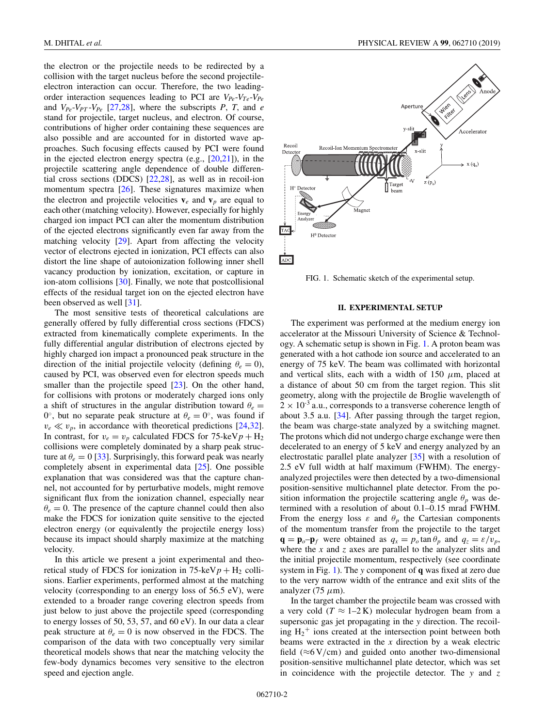the electron or the projectile needs to be redirected by a collision with the target nucleus before the second projectile-electron interaction can occur. Therefore, the two leading-order interaction sequences leading to PCI are $V_{Pe}$-$V_{Te}$-$V_{Pe}$ and $V_{Pe}$-$V_{PT}$-$V_{Pe}$ [27,28], where the subscripts $P$, $T$, and $e$ stand for projectile, target nucleus, and electron. Of course, contributions of higher order containing these sequences are also possible and are accounted for in distorted wave approaches. Such focusing effects caused by PCI were found in the ejected electron energy spectra (e.g., [20,21]), in the projectile scattering angle dependence of double differential cross sections (DDCS) [22,28], as well as in recoil-ion momentum spectra [26]. These signatures maximize when the electron and projectile velocities $\mathbf{v}_e$ and $\mathbf{v}_p$ are equal to each other (matching velocity). However, especially for highly charged ion impact PCI can alter the momentum distribution of the ejected electrons significantly even far away from the matching velocity [29]. Apart from affecting the velocity vector of electrons ejected in ionization, PCI effects can also distort the line shape of autoionization following inner shell vacancy production by ionization, excitation, or capture in ion-atom collisions [30]. Finally, we note that postcollisional effects of the residual target ion on the ejected electron have been observed as well [31].

The most sensitive tests of theoretical calculations are generally offered by fully differential cross sections (FDCS) extracted from kinematically complete experiments. In the fully differential angular distribution of electrons ejected by highly charged ion impact a pronounced peak structure in the direction of the initial projectile velocity (defining $\theta_e = 0$), caused by PCI, was observed even for electron speeds much smaller than the projectile speed [23]. On the other hand, for collisions with protons or moderately charged ions only a shift of structures in the angular distribution toward $\theta_e = 0^\circ$, but no separate peak structure at $\theta_e = 0^\circ$, was found if $v_e \ll v_p$, in accordance with theoretical predictions [24,32]. In contrast, for $v_e = v_p$ calculated FDCS for 75-keV $p + H_2$ collisions were completely dominated by a sharp peak structure at $\theta_e = 0$ [33]. Surprisingly, this forward peak was nearly completely absent in experimental data [25]. One possible explanation that was considered was that the capture channel, not accounted for by perturbative models, might remove significant flux from the ionization channel, especially near $\theta_e = 0$. The presence of the capture channel could then also make the FDCS for ionization quite sensitive to the ejected electron energy (or equivalently the projectile energy loss) because its impact should sharply maximize at the matching velocity.

In this article we present a joint experimental and theoretical study of FDCS for ionization in 75-keV $p + H_2$ collisions. Earlier experiments, performed almost at the matching velocity (corresponding to an energy loss of 56.5 eV), were extended to a broader range covering electron speeds from just below to just above the projectile speed (corresponding to energy losses of 50, 53, 57, and 60 eV). In our data a clear peak structure at $\theta_e = 0$ is now observed in the FDCS. The comparison of the data with two conceptually very similar theoretical models shows that near the matching velocity the few-body dynamics becomes very sensitive to the electron speed and ejection angle.

FIG. 1. Schematic sketch of the experimental setup.

## II. EXPERIMENTAL SETUP

The experiment was performed at the medium energy ion accelerator at the Missouri University of Science & Technology. A schematic setup is shown in Fig. 1. A proton beam was generated with a hot cathode ion source and accelerated to an energy of 75 keV. The beam was collimated with horizontal and vertical slits, each with a width of 150 $\mu$m, placed at a distance of about 50 cm from the target region. This slit geometry, along with the projectile de Broglie wavelength of $2 \times 10^{-3}$ a.u., corresponds to a transverse coherence length of about 3.5 a.u. [34]. After passing through the target region, the beam was charge-state analyzed by a switching magnet. The protons which did not undergo charge exchange were then decelerated to an energy of 5 keV and energy analyzed by an electrostatic parallel plate analyzer [35] with a resolution of 2.5 eV full width at half maximum (FWHM). The energy-analyzed projectiles were then detected by a two-dimensional position-sensitive multichannel plate detector. From the position information the projectile scattering angle $\theta_p$ was determined with a resolution of about 0.1–0.15 mrad FWHM. From the energy loss $\varepsilon$ and $\theta_p$ the Cartesian components of the momentum transfer from the projectile to the target $\mathbf{q} = \mathbf{p}_o - \mathbf{p}_f$ were obtained as $q_x = p_o \tan\theta_p$ and $q_z = \varepsilon / v_p$, where the $x$ and $z$ axes are parallel to the analyzer slits and the initial projectile momentum, respectively (see coordinate system in Fig. 1). The $y$ component of $\mathbf{q}$ was fixed at zero due to the very narrow width of the entrance and exit slits of the analyzer (75 $\mu$m).

In the target chamber the projectile beam was crossed with a very cold ($T \approx 1$–$2$ K) molecular hydrogen beam from a supersonic gas jet propagating in the $y$ direction. The recoiling $H_2^+$ ions created at the intersection point between both beams were extracted in the $x$ direction by a weak electric field ($\approx$6 V/cm) and guided onto another two-dimensional position-sensitive multichannel plate detector, which was set in coincidence with the projectile detector. The $y$ and $z$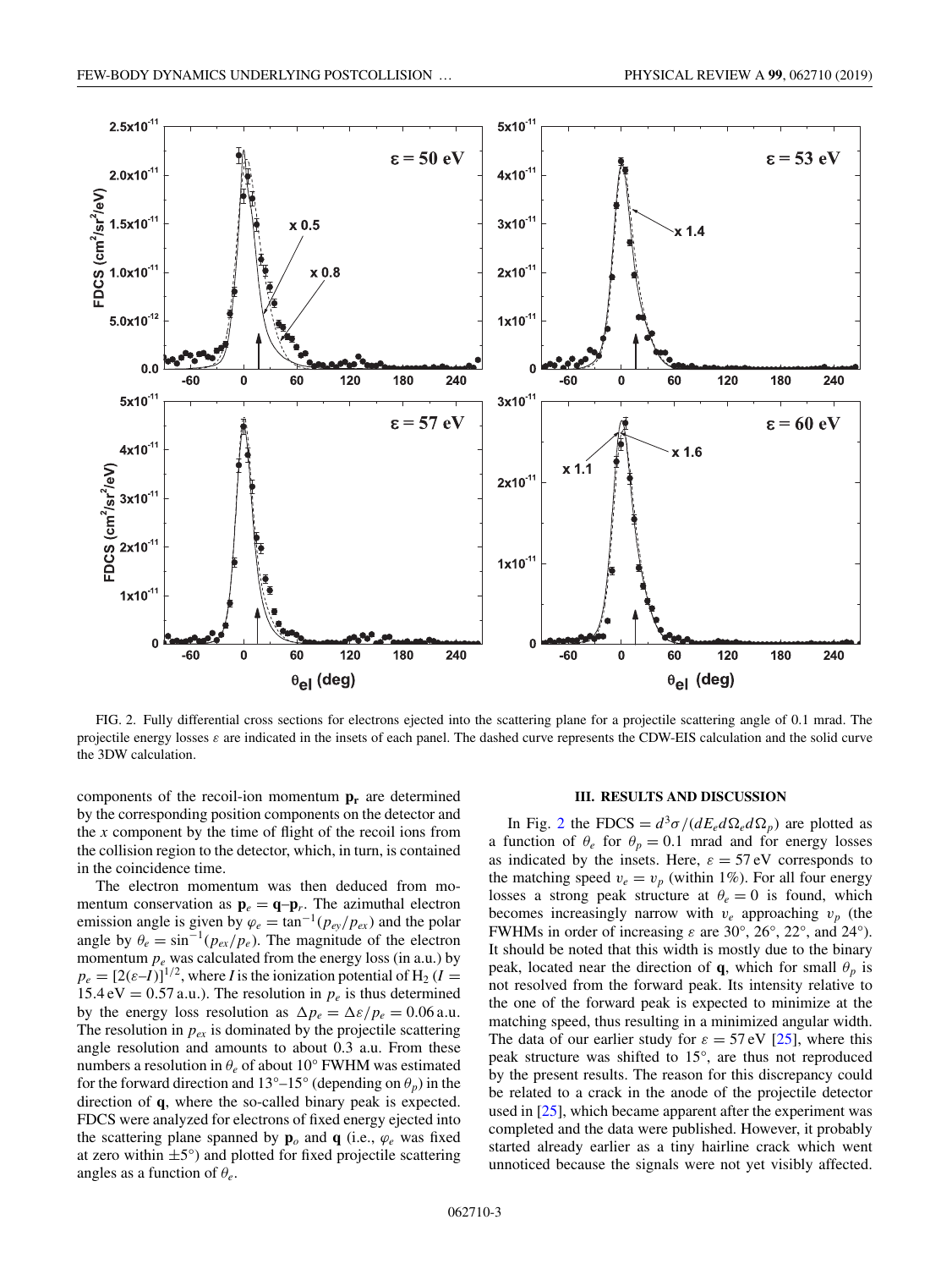FIG. 2. Fully differential cross sections for electrons ejected into the scattering plane for a projectile scattering angle of 0.1 mrad. The projectile energy losses $\varepsilon$ are indicated in the insets of each panel. The dashed curve represents the CDW-EIS calculation and the solid curve the 3DW calculation.

components of the recoil-ion momentum $\mathbf{p_r}$ are determined by the corresponding position components on the detector and the $x$ component by the time of flight of the recoil ions from the collision region to the detector, which, in turn, is contained in the coincidence time.

The electron momentum was then deduced from momentum conservation as $\mathbf{p}_e = \mathbf{q}–\mathbf{p}_r$. The azimuthal electron emission angle is given by $\varphi_e = \tan^{-1}(p_{ey}/p_{ex})$ and the polar angle by $\theta_e = \sin^{-1}(p_{ex}/p_e)$. The magnitude of the electron momentum $p_e$ was calculated from the energy loss (in a.u.) by $p_e = [2(\varepsilon–I)]^{1/2}$, where $I$ is the ionization potential of $H_2$ ($I = 15.4\,\text{eV} = 0.57\,\text{a.u.}$). The resolution in $p_e$ is thus determined by the energy loss resolution as $\Delta p_e = \Delta\varepsilon/p_e = 0.06\,\text{a.u.}$ The resolution in $p_{ex}$ is dominated by the projectile scattering angle resolution and amounts to about 0.3 a.u. From these numbers a resolution in $\theta_e$ of about 10° FWHM was estimated for the forward direction and 13°–15° (depending on $\theta_p$) in the direction of $\mathbf{q}$, where the so-called binary peak is expected. FDCS were analyzed for electrons of fixed energy ejected into the scattering plane spanned by $\mathbf{p}_o$ and $\mathbf{q}$ (i.e., $\varphi_e$ was fixed at zero within ±5°) and plotted for fixed projectile scattering angles as a function of $\theta_e$.

## III. RESULTS AND DISCUSSION

In Fig. 2 the FDCS = $d^3\sigma/(dE_e d\Omega_e d\Omega_p)$ are plotted as a function of $\theta_e$ for $\theta_p = 0.1$ mrad and for energy losses as indicated by the insets. Here, $\varepsilon = 57\,\text{eV}$ corresponds to the matching speed $v_e = v_p$ (within 1%). For all four energy losses a strong peak structure at $\theta_e = 0$ is found, which becomes increasingly narrow with $v_e$ approaching $v_p$ (the FWHMs in order of increasing $\varepsilon$ are 30°, 26°, 22°, and 24°). It should be noted that this width is mostly due to the binary peak, located near the direction of $\mathbf{q}$, which for small $\theta_p$ is not resolved from the forward peak. Its intensity relative to the one of the forward peak is expected to minimize at the matching speed, thus resulting in a minimized angular width. The data of our earlier study for $\varepsilon = 57\,\text{eV}$ [25], where this peak structure was shifted to 15°, are thus not reproduced by the present results. The reason for this discrepancy could be related to a crack in the anode of the projectile detector used in [25], which became apparent after the experiment was completed and the data were published. However, it probably started already earlier as a tiny hairline crack which went unnoticed because the signals were not yet visibly affected.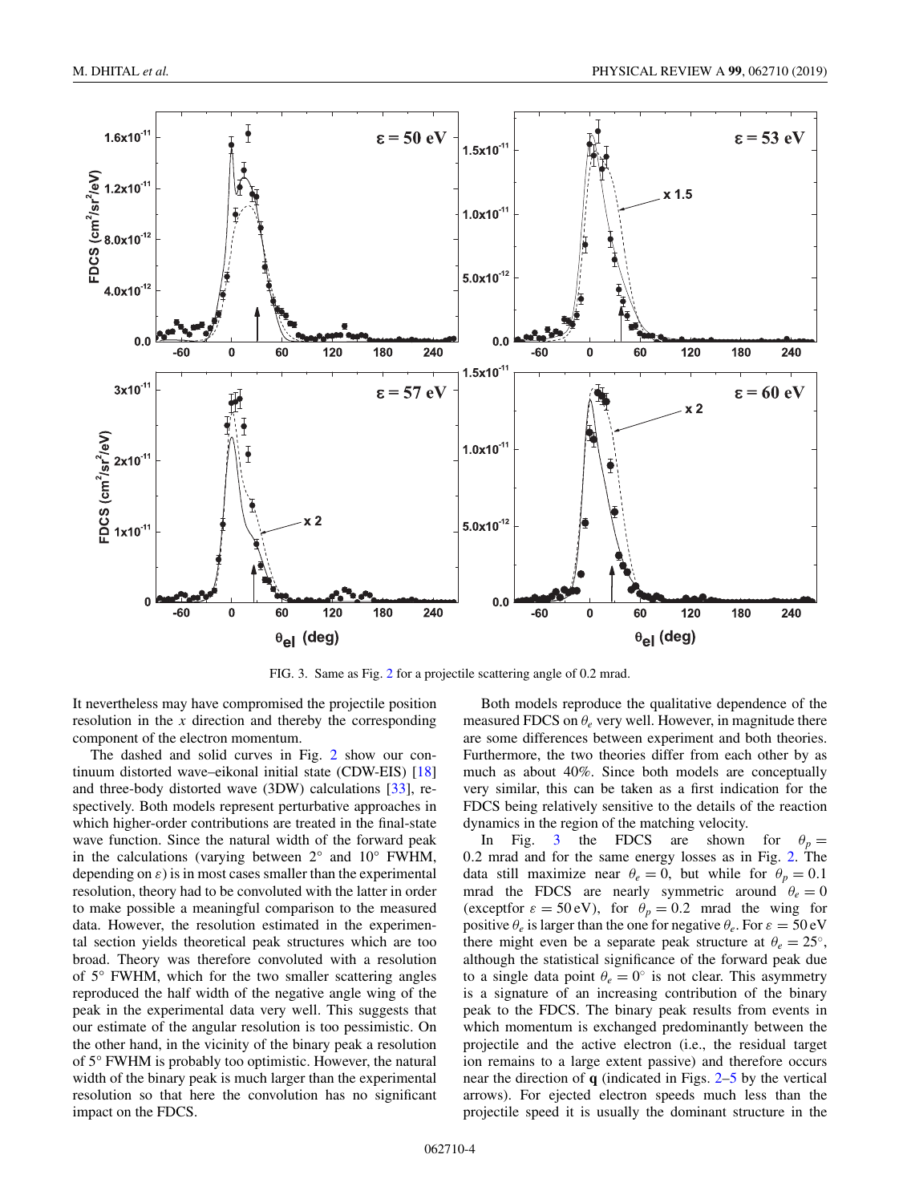FIG. 3. Same as Fig. 2 for a projectile scattering angle of 0.2 mrad.

It nevertheless may have compromised the projectile position resolution in the $x$ direction and thereby the corresponding component of the electron momentum.

The dashed and solid curves in Fig. 2 show our continuum distorted wave–eikonal initial state (CDW-EIS) [18] and three-body distorted wave (3DW) calculations [33], respectively. Both models represent perturbative approaches in which higher-order contributions are treated in the final-state wave function. Since the natural width of the forward peak in the calculations (varying between 2° and 10° FWHM, depending on $\varepsilon$) is in most cases smaller than the experimental resolution, theory had to be convoluted with the latter in order to make possible a meaningful comparison to the measured data. However, the resolution estimated in the experimental section yields theoretical peak structures which are too broad. Theory was therefore convoluted with a resolution of 5° FWHM, which for the two smaller scattering angles reproduced the half width of the negative angle wing of the peak in the experimental data very well. This suggests that our estimate of the angular resolution is too pessimistic. On the other hand, in the vicinity of the binary peak a resolution of 5° FWHM is probably too optimistic. However, the natural width of the binary peak is much larger than the experimental resolution so that here the convolution has no significant impact on the FDCS.

Both models reproduce the qualitative dependence of the measured FDCS on $\theta_e$ very well. However, in magnitude there are some differences between experiment and both theories. Furthermore, the two theories differ from each other by as much as about 40%. Since both models are conceptually very similar, this can be taken as a first indication for the FDCS being relatively sensitive to the details of the reaction dynamics in the region of the matching velocity.

In Fig. 3 the FDCS are shown for $\theta_p = 0.2$ mrad and for the same energy losses as in Fig. 2. The data still maximize near $\theta_e = 0$, but while for $\theta_p = 0.1$ mrad the FDCS are nearly symmetric around $\theta_e = 0$ (exceptfor $\varepsilon = 50\,\text{eV}$), for $\theta_p = 0.2$ mrad the wing for positive $\theta_e$ is larger than the one for negative $\theta_e$. For $\varepsilon = 50\,\text{eV}$ there might even be a separate peak structure at $\theta_e = 25°$, although the statistical significance of the forward peak due to a single data point $\theta_e = 0°$ is not clear. This asymmetry is a signature of an increasing contribution of the binary peak to the FDCS. The binary peak results from events in which momentum is exchanged predominantly between the projectile and the active electron (i.e., the residual target ion remains to a large extent passive) and therefore occurs near the direction of **q** (indicated in Figs. 2–5 by the vertical arrows). For ejected electron speeds much less than the projectile speed it is usually the dominant structure in the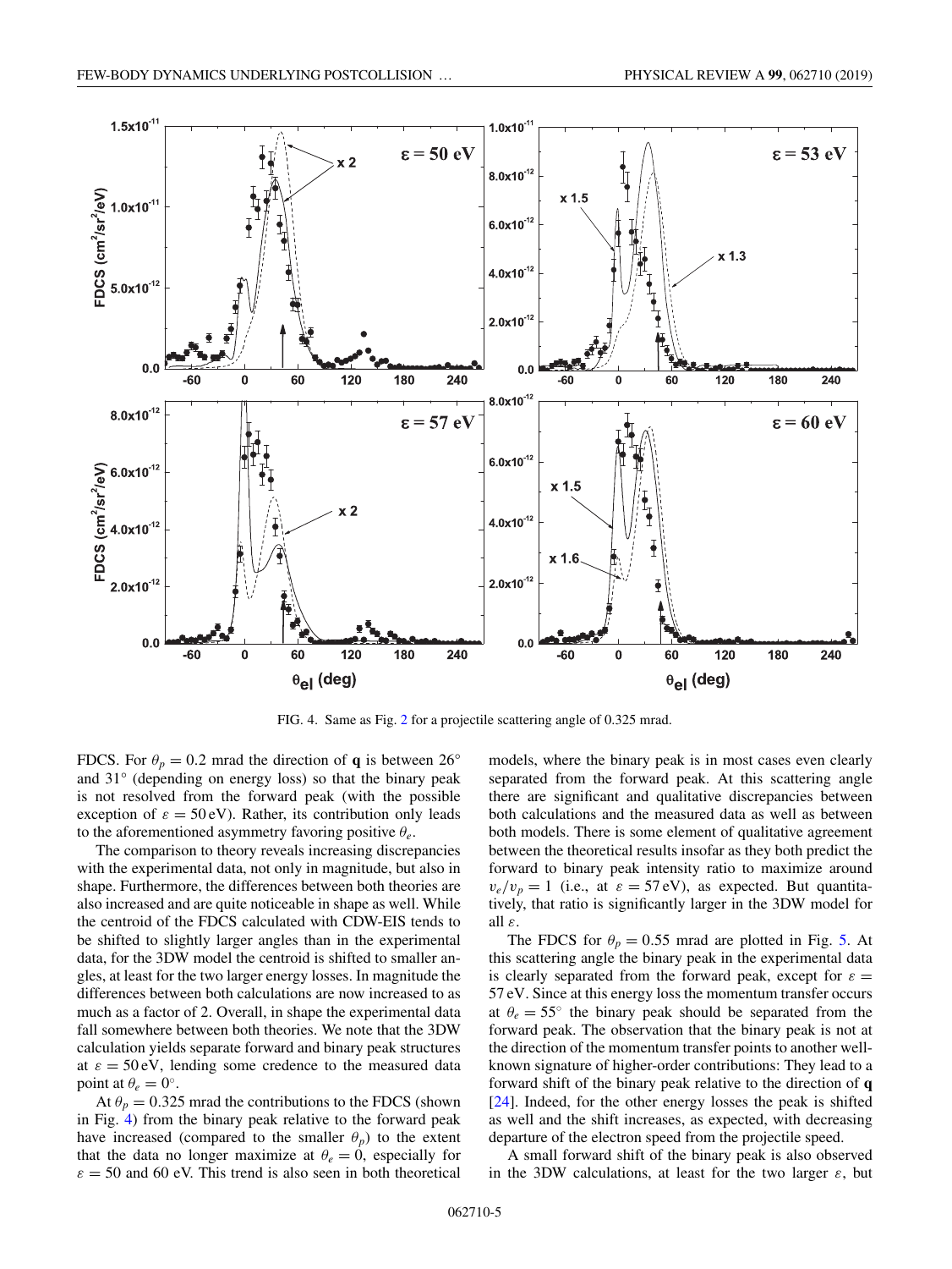FIG. 4. Same as Fig. 2 for a projectile scattering angle of 0.325 mrad.

FDCS. For $\theta_p = 0.2$ mrad the direction of **q** is between 26° and 31° (depending on energy loss) so that the binary peak is not resolved from the forward peak (with the possible exception of $\varepsilon = 50$ eV). Rather, its contribution only leads to the aforementioned asymmetry favoring positive $\theta_e$.

The comparison to theory reveals increasing discrepancies with the experimental data, not only in magnitude, but also in shape. Furthermore, the differences between both theories are also increased and are quite noticeable in shape as well. While the centroid of the FDCS calculated with CDW-EIS tends to be shifted to slightly larger angles than in the experimental data, for the 3DW model the centroid is shifted to smaller angles, at least for the two larger energy losses. In magnitude the differences between both calculations are now increased to as much as a factor of 2. Overall, in shape the experimental data fall somewhere between both theories. We note that the 3DW calculation yields separate forward and binary peak structures at $\varepsilon = 50$ eV, lending some credence to the measured data point at $\theta_e = 0°$.

At $\theta_p = 0.325$ mrad the contributions to the FDCS (shown in Fig. 4) from the binary peak relative to the forward peak have increased (compared to the smaller $\theta_p$) to the extent that the data no longer maximize at $\theta_e = 0$, especially for $\varepsilon = 50$ and 60 eV. This trend is also seen in both theoretical models, where the binary peak is in most cases even clearly separated from the forward peak. At this scattering angle there are significant and qualitative discrepancies between both calculations and the measured data as well as between both models. There is some element of qualitative agreement between the theoretical results insofar as they both predict the forward to binary peak intensity ratio to maximize around $v_e/v_p = 1$ (i.e., at $\varepsilon = 57$ eV), as expected. But quantitatively, that ratio is significantly larger in the 3DW model for all $\varepsilon$.

The FDCS for $\theta_p = 0.55$ mrad are plotted in Fig. 5. At this scattering angle the binary peak in the experimental data is clearly separated from the forward peak, except for $\varepsilon = 57$ eV. Since at this energy loss the momentum transfer occurs at $\theta_e = 55°$ the binary peak should be separated from the forward peak. The observation that the binary peak is not at the direction of the momentum transfer points to another well-known signature of higher-order contributions: They lead to a forward shift of the binary peak relative to the direction of **q** [24]. Indeed, for the other energy losses the peak is shifted as well and the shift increases, as expected, with decreasing departure of the electron speed from the projectile speed.

A small forward shift of the binary peak is also observed in the 3DW calculations, at least for the two larger $\varepsilon$, but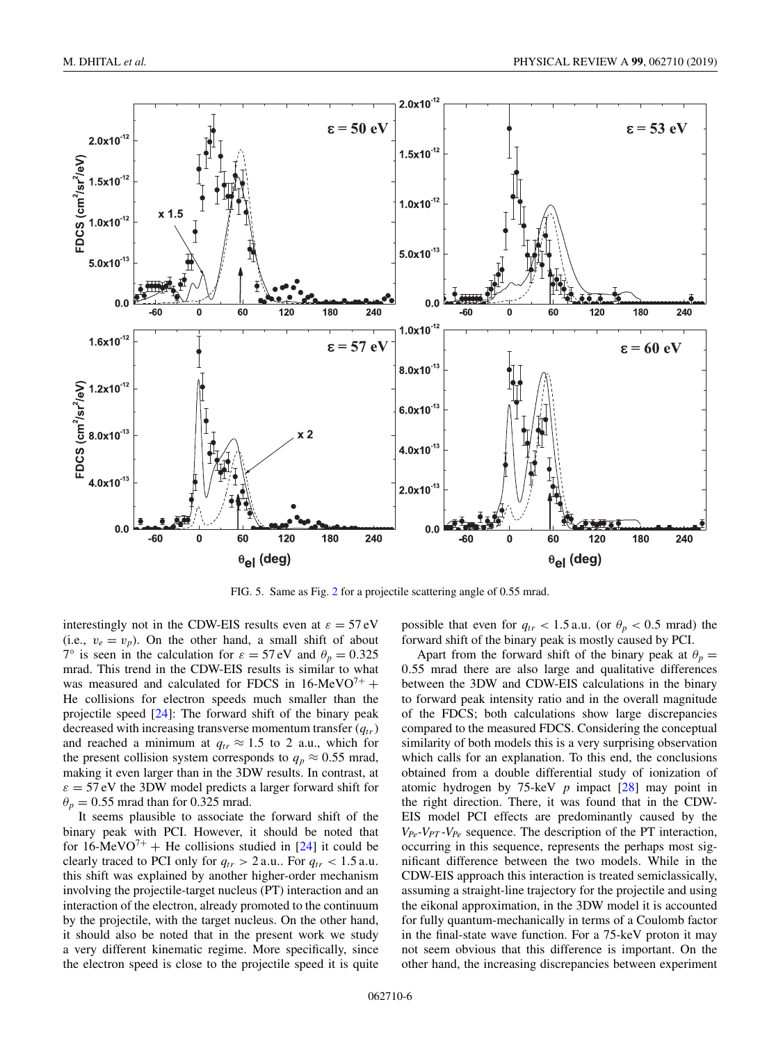FIG. 5. Same as Fig. 2 for a projectile scattering angle of 0.55 mrad.

interestingly not in the CDW-EIS results even at $\varepsilon = 57$ eV (i.e., $v_e = v_p$). On the other hand, a small shift of about 7° is seen in the calculation for $\varepsilon = 57$ eV and $\theta_p = 0.325$ mrad. This trend in the CDW-EIS results is similar to what was measured and calculated for FDCS in 16-MeV$O^{7+}$ + He collisions for electron speeds much smaller than the projectile speed [24]: The forward shift of the binary peak decreased with increasing transverse momentum transfer ($q_{tr}$) and reached a minimum at $q_{tr} \approx 1.5$ to 2 a.u., which for the present collision system corresponds to $q_p \approx 0.55$ mrad, making it even larger than in the 3DW results. In contrast, at $\varepsilon = 57$ eV the 3DW model predicts a larger forward shift for $\theta_p = 0.55$ mrad than for 0.325 mrad.

It seems plausible to associate the forward shift of the binary peak with PCI. However, it should be noted that for 16-MeV$O^{7+}$ + He collisions studied in [24] it could be clearly traced to PCI only for $q_{tr} > 2$ a.u.. For $q_{tr} < 1.5$ a.u. this shift was explained by another higher-order mechanism involving the projectile-target nucleus (PT) interaction and an interaction of the electron, already promoted to the continuum by the projectile, with the target nucleus. On the other hand, it should also be noted that in the present work we study a very different kinematic regime. More specifically, since the electron speed is close to the projectile speed it is quite possible that even for $q_{tr} < 1.5$ a.u. (or $\theta_p < 0.5$ mrad) the forward shift of the binary peak is mostly caused by PCI.

Apart from the forward shift of the binary peak at $\theta_p = 0.55$ mrad there are also large and qualitative differences between the 3DW and CDW-EIS calculations in the binary to forward peak intensity ratio and in the overall magnitude of the FDCS; both calculations show large discrepancies compared to the measured FDCS. Considering the conceptual similarity of both models this is a very surprising observation which calls for an explanation. To this end, the conclusions obtained from a double differential study of ionization of atomic hydrogen by 75-keV $p$ impact [28] may point in the right direction. There, it was found that in the CDW-EIS model PCI effects are predominantly caused by the $V_{Pe}$-$V_{PT}$-$V_{Pe}$ sequence. The description of the PT interaction, occurring in this sequence, represents the perhaps most significant difference between the two models. While in the CDW-EIS approach this interaction is treated semiclassically, assuming a straight-line trajectory for the projectile and using the eikonal approximation, in the 3DW model it is accounted for fully quantum-mechanically in terms of a Coulomb factor in the final-state wave function. For a 75-keV proton it may not seem obvious that this difference is important. On the other hand, the increasing discrepancies between experiment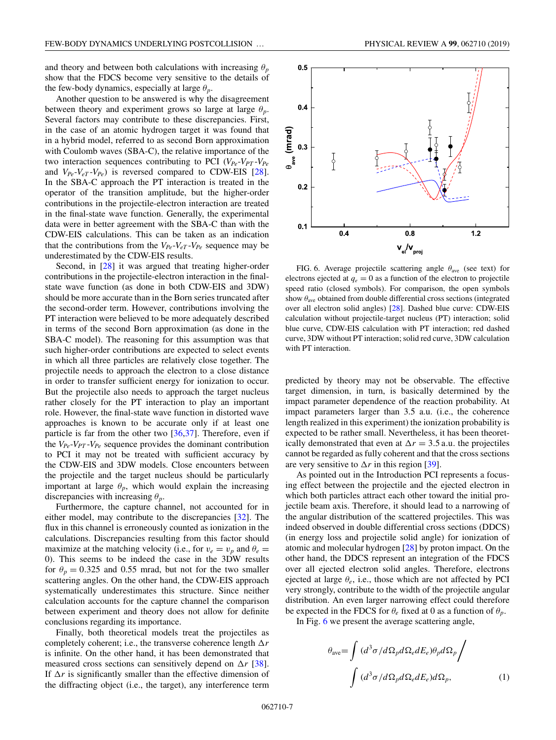and theory and between both calculations with increasing $\theta_p$ show that the FDCS become very sensitive to the details of the few-body dynamics, especially at large $\theta_p$.

Another question to be answered is why the disagreement between theory and experiment grows so large at large $\theta_p$. Several factors may contribute to these discrepancies. First, in the case of an atomic hydrogen target it was found that in a hybrid model, referred to as second Born approximation with Coulomb waves (SBA-C), the relative importance of the two interaction sequences contributing to PCI ($V_{Pe}$-$V_{PT}$-$V_{Pe}$ and $V_{Pe}$-$V_{eT}$-$V_{Pe}$) is reversed compared to CDW-EIS [28]. In the SBA-C approach the PT interaction is treated in the operator of the transition amplitude, but the higher-order contributions in the projectile-electron interaction are treated in the final-state wave function. Generally, the experimental data were in better agreement with the SBA-C than with the CDW-EIS calculations. This can be taken as an indication that the contributions from the $V_{Pe}$-$V_{eT}$-$V_{Pe}$ sequence may be underestimated by the CDW-EIS results.

Second, in [28] it was argued that treating higher-order contributions in the projectile-electron interaction in the final-state wave function (as done in both CDW-EIS and 3DW) should be more accurate than in the Born series truncated after the second-order term. However, contributions involving the PT interaction were believed to be more adequately described in terms of the second Born approximation (as done in the SBA-C model). The reasoning for this assumption was that such higher-order contributions are expected to select events in which all three particles are relatively close together. The projectile needs to approach the electron to a close distance in order to transfer sufficient energy for ionization to occur. But the projectile also needs to approach the target nucleus rather closely for the PT interaction to play an important role. However, the final-state wave function in distorted wave approaches is known to be accurate only if at least one particle is far from the other two [36,37]. Therefore, even if the $V_{Pe}$-$V_{PT}$-$V_{Pe}$ sequence provides the dominant contribution to PCI it may not be treated with sufficient accuracy by the CDW-EIS and 3DW models. Close encounters between the projectile and the target nucleus should be particularly important at large $\theta_p$, which would explain the increasing discrepancies with increasing $\theta_p$.

Furthermore, the capture channel, not accounted for in either model, may contribute to the discrepancies [32]. The flux in this channel is erroneously counted as ionization in the calculations. Discrepancies resulting from this factor should maximize at the matching velocity (i.e., for $v_e = v_p$ and $\theta_e = 0$). This seems to be indeed the case in the 3DW results for $\theta_p = 0.325$ and 0.55 mrad, but not for the two smaller scattering angles. On the other hand, the CDW-EIS approach systematically underestimates this structure. Since neither calculation accounts for the capture channel the comparison between experiment and theory does not allow for definite conclusions regarding its importance.

Finally, both theoretical models treat the projectiles as completely coherent; i.e., the transverse coherence length $\Delta r$ is infinite. On the other hand, it has been demonstrated that measured cross sections can sensitively depend on $\Delta r$ [38]. If $\Delta r$ is significantly smaller than the effective dimension of the diffracting object (i.e., the target), any interference term predicted by theory may not be observable. The effective target dimension, in turn, is basically determined by the impact parameter dependence of the reaction probability. At impact parameters larger than 3.5 a.u. (i.e., the coherence length realized in this experiment) the ionization probability is expected to be rather small. Nevertheless, it has been theoretically demonstrated that even at $\Delta r = 3.5$ a.u. the projectiles cannot be regarded as fully coherent and that the cross sections are very sensitive to $\Delta r$ in this region [39].

As pointed out in the Introduction PCI represents a focusing effect between the projectile and the ejected electron in which both particles attract each other toward the initial projectile beam axis. Therefore, it should lead to a narrowing of the angular distribution of the scattered projectiles. This was indeed observed in double differential cross sections (DDCS) (in energy loss and projectile solid angle) for ionization of atomic and molecular hydrogen [28] by proton impact. On the other hand, the DDCS represent an integration of the FDCS over all ejected electron solid angles. Therefore, electrons ejected at large $\theta_e$, i.e., those which are not affected by PCI very strongly, contribute to the width of the projectile angular distribution. An even larger narrowing effect could therefore be expected in the FDCS for $\theta_e$ fixed at 0 as a function of $\theta_p$.

In Fig. 6 we present the average scattering angle,

$$\theta_{\text{ave}} = \int (d^3\sigma/d\Omega_p d\Omega_e dE_e)\theta_p d\Omega_p \Big/ \int (d^3\sigma/d\Omega_p d\Omega_e dE_e) d\Omega_p, \quad (1)$$

FIG. 6. Average projectile scattering angle $\theta_{\text{ave}}$ (see text) for electrons ejected at $q_e = 0$ as a function of the electron to projectile speed ratio (closed symbols). For comparison, the open symbols show $\theta_{\text{ave}}$ obtained from double differential cross sections (integrated over all electron solid angles) [28]. Dashed blue curve: CDW-EIS calculation without projectile-target nucleus (PT) interaction; solid blue curve, CDW-EIS calculation with PT interaction; red dashed curve, 3DW without PT interaction; solid red curve, 3DW calculation with PT interaction.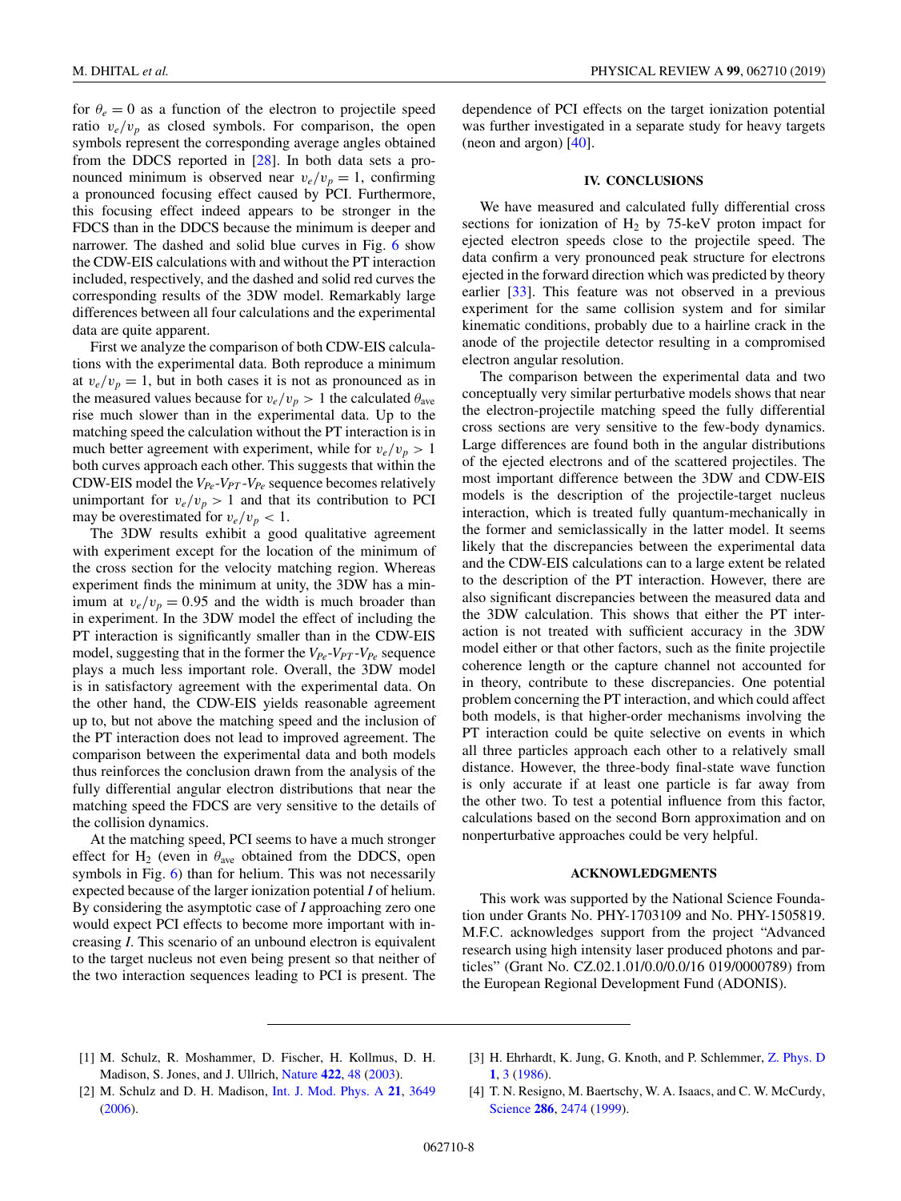for $\theta_e = 0$ as a function of the electron to projectile speed ratio $v_e/v_p$ as closed symbols. For comparison, the open symbols represent the corresponding average angles obtained from the DDCS reported in [28]. In both data sets a pronounced minimum is observed near $v_e/v_p = 1$, confirming a pronounced focusing effect caused by PCI. Furthermore, this focusing effect indeed appears to be stronger in the FDCS than in the DDCS because the minimum is deeper and narrower. The dashed and solid blue curves in Fig. 6 show the CDW-EIS calculations with and without the PT interaction included, respectively, and the dashed and solid red curves the corresponding results of the 3DW model. Remarkably large differences between all four calculations and the experimental data are quite apparent.

First we analyze the comparison of both CDW-EIS calculations with the experimental data. Both reproduce a minimum at $v_e/v_p = 1$, but in both cases it is not as pronounced as in the measured values because for $v_e/v_p > 1$ the calculated $\theta_{\text{ave}}$ rise much slower than in the experimental data. Up to the matching speed the calculation without the PT interaction is in much better agreement with experiment, while for $v_e/v_p > 1$ both curves approach each other. This suggests that within the CDW-EIS model the $V_{Pe}$-$V_{PT}$-$V_{Pe}$ sequence becomes relatively unimportant for $v_e/v_p > 1$ and that its contribution to PCI may be overestimated for $v_e/v_p < 1$.

The 3DW results exhibit a good qualitative agreement with experiment except for the location of the minimum of the cross section for the velocity matching region. Whereas experiment finds the minimum at unity, the 3DW has a minimum at $v_e/v_p = 0.95$ and the width is much broader than in experiment. In the 3DW model the effect of including the PT interaction is significantly smaller than in the CDW-EIS model, suggesting that in the former the $V_{Pe}$-$V_{PT}$-$V_{Pe}$ sequence plays a much less important role. Overall, the 3DW model is in satisfactory agreement with the experimental data. On the other hand, the CDW-EIS yields reasonable agreement up to, but not above the matching speed and the inclusion of the PT interaction does not lead to improved agreement. The comparison between the experimental data and both models thus reinforces the conclusion drawn from the analysis of the fully differential angular electron distributions that near the matching speed the FDCS are very sensitive to the details of the collision dynamics.

At the matching speed, PCI seems to have a much stronger effect for $H_2$ (even in $\theta_{\text{ave}}$ obtained from the DDCS, open symbols in Fig. 6) than for helium. This was not necessarily expected because of the larger ionization potential *I* of helium. By considering the asymptotic case of *I* approaching zero one would expect PCI effects to become more important with increasing *I*. This scenario of an unbound electron is equivalent to the target nucleus not even being present so that neither of the two interaction sequences leading to PCI is present. The dependence of PCI effects on the target ionization potential was further investigated in a separate study for heavy targets (neon and argon) [40].

## IV. CONCLUSIONS

We have measured and calculated fully differential cross sections for ionization of $H_2$ by 75-keV proton impact for ejected electron speeds close to the projectile speed. The data confirm a very pronounced peak structure for electrons ejected in the forward direction which was predicted by theory earlier [33]. This feature was not observed in a previous experiment for the same collision system and for similar kinematic conditions, probably due to a hairline crack in the anode of the projectile detector resulting in a compromised electron angular resolution.

The comparison between the experimental data and two conceptually very similar perturbative models shows that near the electron-projectile matching speed the fully differential cross sections are very sensitive to the few-body dynamics. Large differences are found both in the angular distributions of the ejected electrons and of the scattered projectiles. The most important difference between the 3DW and CDW-EIS models is the description of the projectile-target nucleus interaction, which is treated fully quantum-mechanically in the former and semiclassically in the latter model. It seems likely that the discrepancies between the experimental data and the CDW-EIS calculations can to a large extent be related to the description of the PT interaction. However, there are also significant discrepancies between the measured data and the 3DW calculation. This shows that either the PT interaction is not treated with sufficient accuracy in the 3DW model either or that other factors, such as the finite projectile coherence length or the capture channel not accounted for in theory, contribute to these discrepancies. One potential problem concerning the PT interaction, and which could affect both models, is that higher-order mechanisms involving the PT interaction could be quite selective on events in which all three particles approach each other to a relatively small distance. However, the three-body final-state wave function is only accurate if at least one particle is far away from the other two. To test a potential influence from this factor, calculations based on the second Born approximation and on nonperturbative approaches could be very helpful.

## ACKNOWLEDGMENTS

This work was supported by the National Science Foundation under Grants No. PHY-1703109 and No. PHY-1505819. M.F.C. acknowledges support from the project "Advanced research using high intensity laser produced photons and particles" (Grant No. CZ.02.1.01/0.0/0.0/16 019/0000789) from the European Regional Development Fund (ADONIS).

---

[1] M. Schulz, R. Moshammer, D. Fischer, H. Kollmus, D. H. Madison, S. Jones, and J. Ullrich, Nature **422**, 48 (2003).

[2] M. Schulz and D. H. Madison, Int. J. Mod. Phys. A **21**, 3649 (2006).

[3] H. Ehrhardt, K. Jung, G. Knoth, and P. Schlemmer, Z. Phys. D **1**, 3 (1986).

[4] T. N. Resigno, M. Baertschy, W. A. Isaacs, and C. W. McCurdy, Science **286**, 2474 (1999).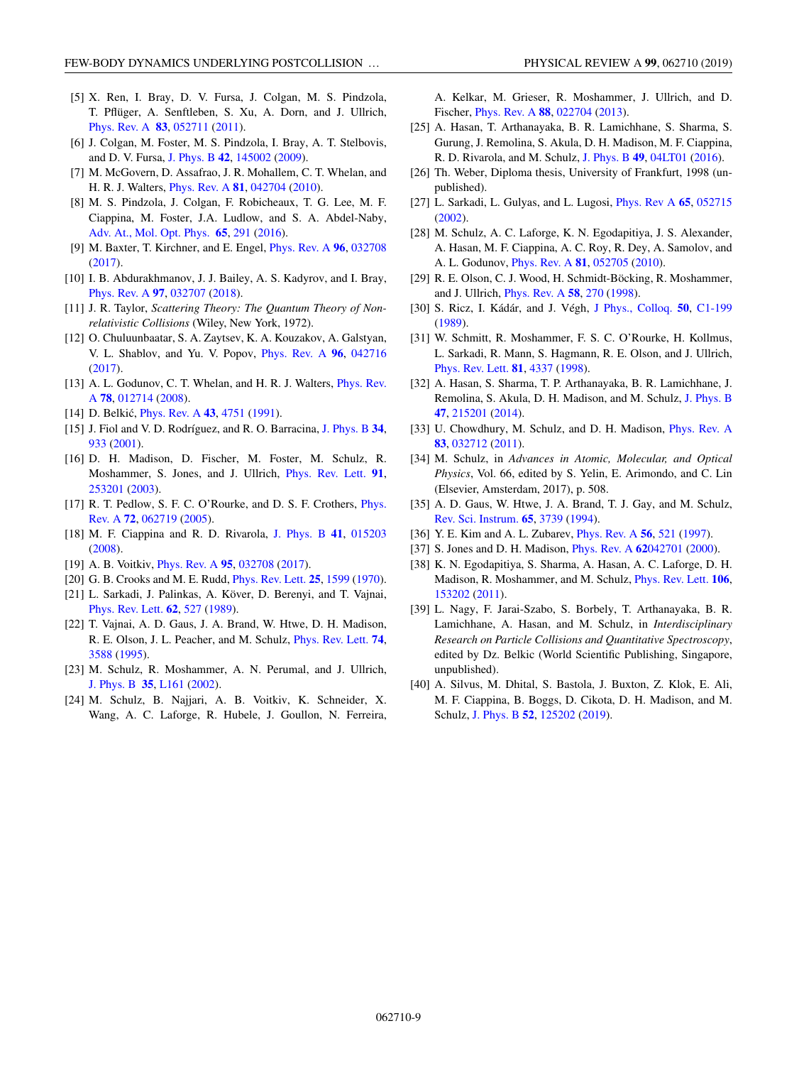[5] X. Ren, I. Bray, D. V. Fursa, J. Colgan, M. S. Pindzola, T. Pflüger, A. Senftleben, S. Xu, A. Dorn, and J. Ullrich, Phys. Rev. A **83**, 052711 (2011).

[6] J. Colgan, M. Foster, M. S. Pindzola, I. Bray, A. T. Stelbovis, and D. V. Fursa, J. Phys. B **42**, 145002 (2009).

[7] M. McGovern, D. Assafrao, J. R. Mohallem, C. T. Whelan, and H. R. J. Walters, Phys. Rev. A **81**, 042704 (2010).

[8] M. S. Pindzola, J. Colgan, F. Robicheaux, T. G. Lee, M. F. Ciappina, M. Foster, J.A. Ludlow, and S. A. Abdel-Naby, Adv. At., Mol. Opt. Phys. **65**, 291 (2016).

[9] M. Baxter, T. Kirchner, and E. Engel, Phys. Rev. A **96**, 032708 (2017).

[10] I. B. Abdurakhmanov, J. J. Bailey, A. S. Kadyrov, and I. Bray, Phys. Rev. A **97**, 032707 (2018).

[11] J. R. Taylor, *Scattering Theory: The Quantum Theory of Nonrelativistic Collisions* (Wiley, New York, 1972).

[12] O. Chuluunbaatar, S. A. Zaytsev, K. A. Kouzakov, A. Galstyan, V. L. Shablov, and Yu. V. Popov, Phys. Rev. A **96**, 042716 (2017).

[13] A. L. Godunov, C. T. Whelan, and H. R. J. Walters, Phys. Rev. A **78**, 012714 (2008).

[14] D. Belkić, Phys. Rev. A **43**, 4751 (1991).

[15] J. Fiol and V. D. Rodríguez, and R. O. Barracina, J. Phys. B **34**, 933 (2001).

[16] D. H. Madison, D. Fischer, M. Foster, M. Schulz, R. Moshammer, S. Jones, and J. Ullrich, Phys. Rev. Lett. **91**, 253201 (2003).

[17] R. T. Pedlow, S. F. C. O'Rourke, and D. S. F. Crothers, Phys. Rev. A **72**, 062719 (2005).

[18] M. F. Ciappina and R. D. Rivarola, J. Phys. B **41**, 015203 (2008).

[19] A. B. Voitkiv, Phys. Rev. A **95**, 032708 (2017).

[20] G. B. Crooks and M. E. Rudd, Phys. Rev. Lett. **25**, 1599 (1970).

[21] L. Sarkadi, J. Palinkas, A. Köver, D. Berenyi, and T. Vajnai, Phys. Rev. Lett. **62**, 527 (1989).

[22] T. Vajnai, A. D. Gaus, J. A. Brand, W. Htwe, D. H. Madison, R. E. Olson, J. L. Peacher, and M. Schulz, Phys. Rev. Lett. **74**, 3588 (1995).

[23] M. Schulz, R. Moshammer, A. N. Perumal, and J. Ullrich, J. Phys. B **35**, L161 (2002).

[24] M. Schulz, B. Najjari, A. B. Voitkiv, K. Schneider, X. Wang, A. C. Laforge, R. Hubele, J. Goullon, N. Ferreira, A. Kelkar, M. Grieser, R. Moshammer, J. Ullrich, and D. Fischer, Phys. Rev. A **88**, 022704 (2013).

[25] A. Hasan, T. Arthanayaka, B. R. Lamichhane, S. Sharma, S. Gurung, J. Remolina, S. Akula, D. H. Madison, M. F. Ciappina, R. D. Rivarola, and M. Schulz, J. Phys. B **49**, 04LT01 (2016).

[26] Th. Weber, Diploma thesis, University of Frankfurt, 1998 (unpublished).

[27] L. Sarkadi, L. Gulyas, and L. Lugosi, Phys Rev A **65**, 052715 (2002).

[28] M. Schulz, A. C. Laforge, K. N. Egodapitiya, J. S. Alexander, A. Hasan, M. F. Ciappina, A. C. Roy, R. Dey, A. Samolov, and A. L. Godunov, Phys. Rev. A **81**, 052705 (2010).

[29] R. E. Olson, C. J. Wood, H. Schmidt-Böcking, R. Moshammer, and J. Ullrich, Phys. Rev. A **58**, 270 (1998).

[30] S. Ricz, I. Kádár, and J. Végh, J Phys., Colloq. **50**, C1-199 (1989).

[31] W. Schmitt, R. Moshammer, F. S. C. O'Rourke, H. Kollmus, L. Sarkadi, R. Mann, S. Hagmann, R. E. Olson, and J. Ullrich, Phys. Rev. Lett. **81**, 4337 (1998).

[32] A. Hasan, S. Sharma, T. P. Arthanayaka, B. R. Lamichhane, J. Remolina, S. Akula, D. H. Madison, and M. Schulz, J. Phys. B **47**, 215201 (2014).

[33] U. Chowdhury, M. Schulz, and D. H. Madison, Phys. Rev. A **83**, 032712 (2011).

[34] M. Schulz, in *Advances in Atomic, Molecular, and Optical Physics*, Vol. 66, edited by S. Yelin, E. Arimondo, and C. Lin (Elsevier, Amsterdam, 2017), p. 508.

[35] A. D. Gaus, W. Htwe, J. A. Brand, T. J. Gay, and M. Schulz, Rev. Sci. Instrum. **65**, 3739 (1994).

[36] Y. E. Kim and A. L. Zubarev, Phys. Rev. A **56**, 521 (1997).

[37] S. Jones and D. H. Madison, Phys. Rev. A **62**042701 (2000).

[38] K. N. Egodapitiya, S. Sharma, A. Hasan, A. C. Laforge, D. H. Madison, R. Moshammer, and M. Schulz, Phys. Rev. Lett. **106**, 153202 (2011).

[39] L. Nagy, F. Jarai-Szabo, S. Borbely, T. Arthanayaka, B. R. Lamichhane, A. Hasan, and M. Schulz, in *Interdisciplinary Research on Particle Collisions and Quantitative Spectroscopy*, edited by Dz. Belkic (World Scientific Publishing, Singapore, unpublished).

[40] A. Silvus, M. Dhital, S. Bastola, J. Buxton, Z. Klok, E. Ali, M. F. Ciappina, B. Boggs, D. Cikota, D. H. Madison, and M. Schulz, J. Phys. B **52**, 125202 (2019).